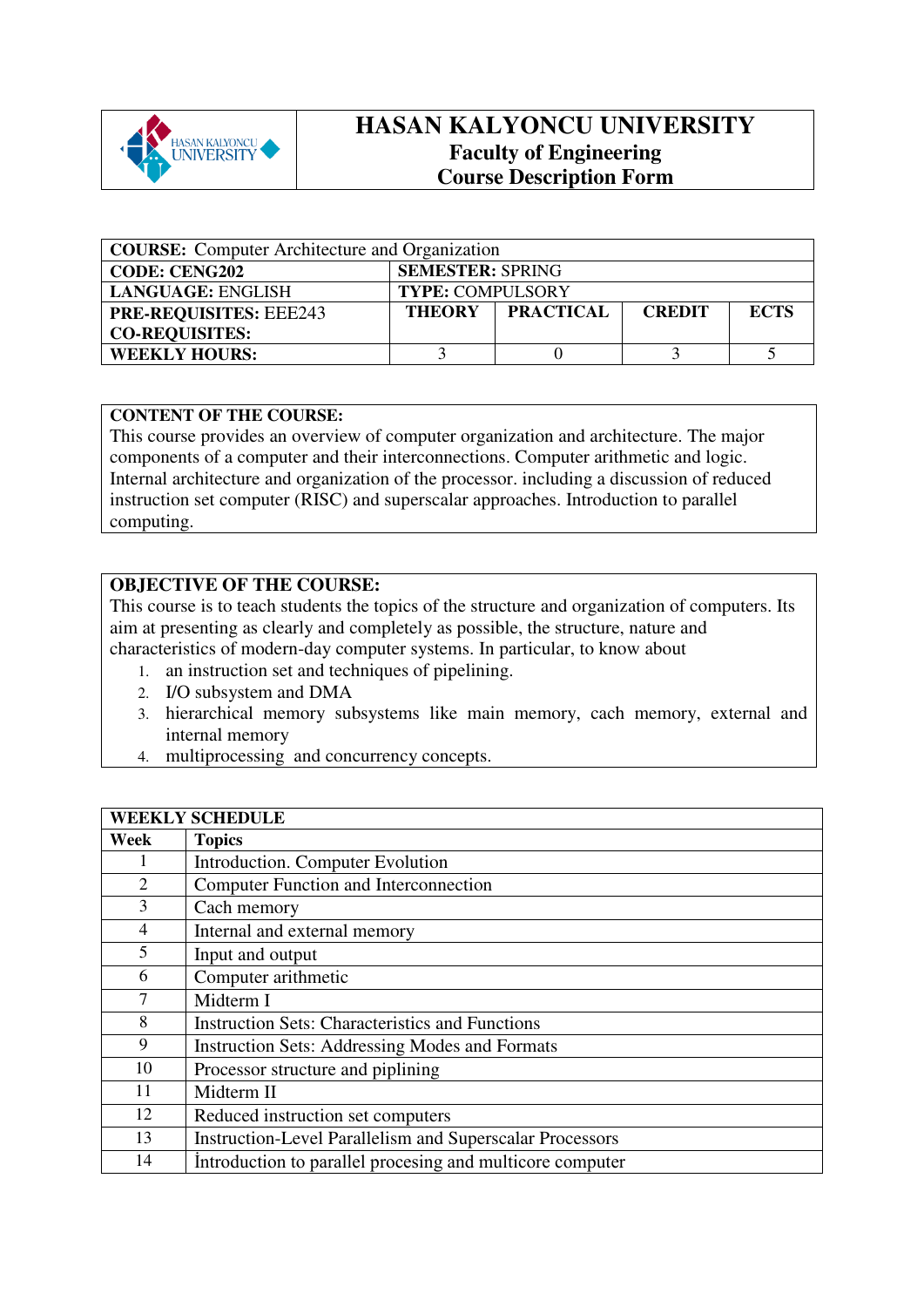# HASAN KALYONCU UNIVERSITY

## Faculty of Engineering

## Course Description Form

| **COURSE:** Computer Architecture and Organization | | | | |
|---|---|---|---|---|
| **CODE: CENG202** | **SEMESTER:** SPRING | | | |
| **LANGUAGE:** ENGLISH | **TYPE:** COMPULSORY | | | |
| **PRE-REQUISITES:** EEE243<br>**CO-REQUISITES:** | **THEORY** | **PRACTICAL** | **CREDIT** | **ECTS** |
| **WEEKLY HOURS:** | 3 | 0 | 3 | 5 |

**CONTENT OF THE COURSE:**

This course provides an overview of computer organization and architecture. The major components of a computer and their interconnections. Computer arithmetic and logic. Internal architecture and organization of the processor. including a discussion of reduced instruction set computer (RISC) and superscalar approaches. Introduction to parallel computing.

**OBJECTIVE OF THE COURSE:**

This course is to teach students the topics of the structure and organization of computers. Its aim at presenting as clearly and completely as possible, the structure, nature and characteristics of modern-day computer systems. In particular, to know about

1. an instruction set and techniques of pipelining.
2. I/O subsystem and DMA
3. hierarchical memory subsystems like main memory, cach memory, external and internal memory
4. multiprocessing and concurrency concepts.

| **WEEKLY SCHEDULE** | |
|---|---|
| **Week** | **Topics** |
| 1 | Introduction. Computer Evolution |
| 2 | Computer Function and Interconnection |
| 3 | Cach memory |
| 4 | Internal and external memory |
| 5 | Input and output |
| 6 | Computer arithmetic |
| 7 | Midterm I |
| 8 | Instruction Sets: Characteristics and Functions |
| 9 | Instruction Sets: Addressing Modes and Formats |
| 10 | Processor structure and pipling |
| 11 | Midterm II |
| 12 | Reduced instruction set computers |
| 13 | Instruction-Level Parallelism and Superscalar Processors |
| 14 | İntroduction to parallel procesing and multicore computer |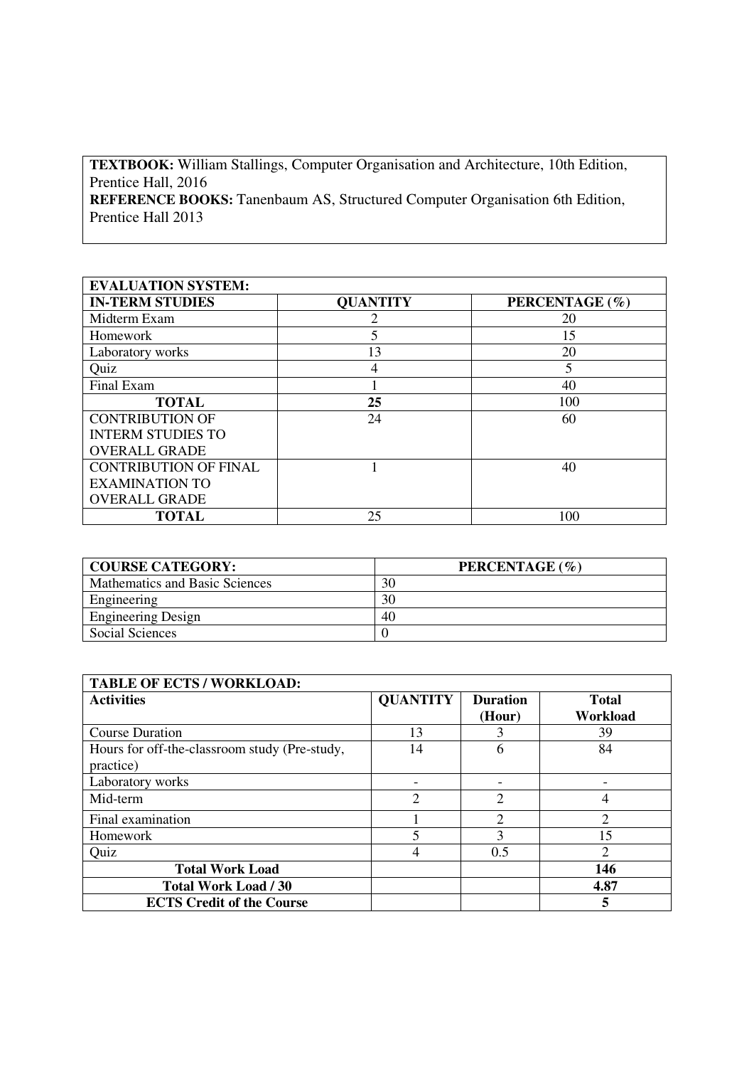**TEXTBOOK:** William Stallings, Computer Organisation and Architecture, 10th Edition, Prentice Hall, 2016
**REFERENCE BOOKS:** Tanenbaum AS, Structured Computer Organisation 6th Edition, Prentice Hall 2013

| **EVALUATION SYSTEM:** | | |
|---|---|---|
| **IN-TERM STUDIES** | **QUANTITY** | **PERCENTAGE (%)** |
| Midterm Exam | 2 | 20 |
| Homework | 5 | 15 |
| Laboratory works | 13 | 20 |
| Quiz | 4 | 5 |
| Final Exam | 1 | 40 |
| **TOTAL** | **25** | 100 |
| CONTRIBUTION OF INTERM STUDIES TO OVERALL GRADE | 24 | 60 |
| CONTRIBUTION OF FINAL EXAMINATION TO OVERALL GRADE | 1 | 40 |
| **TOTAL** | 25 | 100 |

| **COURSE CATEGORY:** | **PERCENTAGE (%)** |
|---|---|
| Mathematics and Basic Sciences | 30 |
| Engineering | 30 |
| Engineering Design | 40 |
| Social Sciences | 0 |

| **TABLE OF ECTS / WORKLOAD:** | | | |
|---|---|---|---|
| **Activities** | **QUANTITY** | **Duration (Hour)** | **Total Workload** |
| Course Duration | 13 | 3 | 39 |
| Hours for off-the-classroom study (Pre-study, practice) | 14 | 6 | 84 |
| Laboratory works | - | - | - |
| Mid-term | 2 | 2 | 4 |
| Final examination | 1 | 2 | 2 |
| Homework | 5 | 3 | 15 |
| Quiz | 4 | 0.5 | 2 |
| **Total Work Load** | | | **146** |
| **Total Work Load / 30** | | | **4.87** |
| **ECTS Credit of the Course** | | | **5** |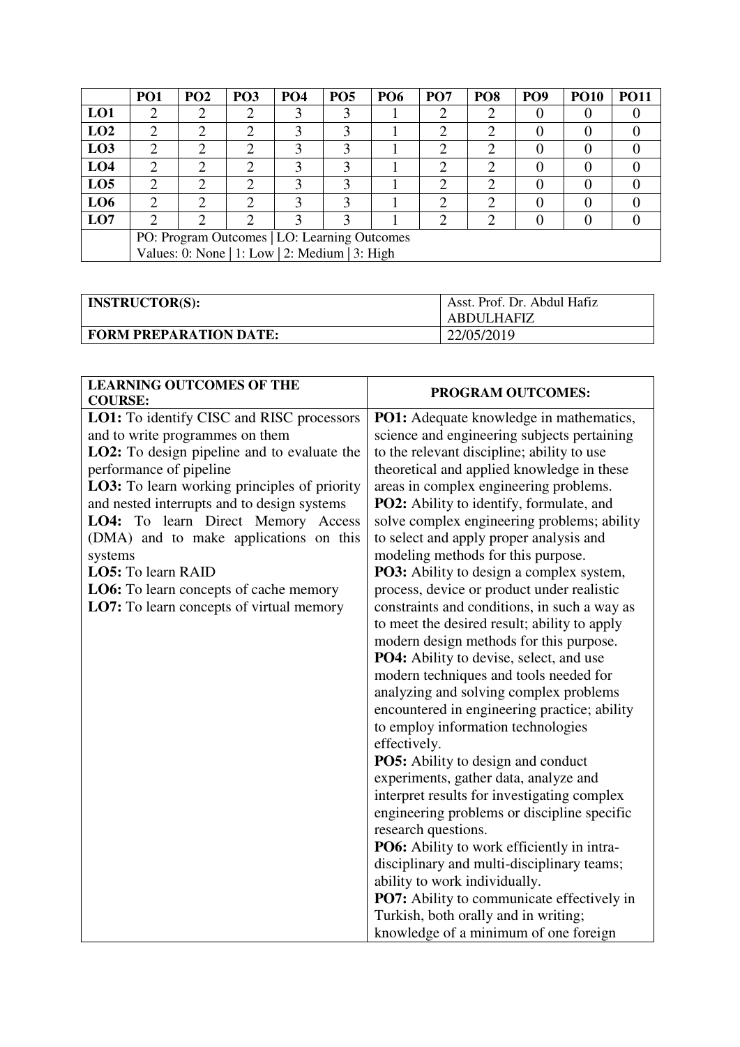| | PO1 | PO2 | PO3 | PO4 | PO5 | PO6 | PO7 | PO8 | PO9 | PO10 | PO11 |
|---|---|---|---|---|---|---|---|---|---|---|---|
| **LO1** | 2 | 2 | 2 | 3 | 3 | 1 | 2 | 2 | 0 | 0 | 0 |
| **LO2** | 2 | 2 | 2 | 3 | 3 | 1 | 2 | 2 | 0 | 0 | 0 |
| **LO3** | 2 | 2 | 2 | 3 | 3 | 1 | 2 | 2 | 0 | 0 | 0 |
| **LO4** | 2 | 2 | 2 | 3 | 3 | 1 | 2 | 2 | 0 | 0 | 0 |
| **LO5** | 2 | 2 | 2 | 3 | 3 | 1 | 2 | 2 | 0 | 0 | 0 |
| **LO6** | 2 | 2 | 2 | 3 | 3 | 1 | 2 | 2 | 0 | 0 | 0 |
| **LO7** | 2 | 2 | 2 | 3 | 3 | 1 | 2 | 2 | 0 | 0 | 0 |
| | PO: Program Outcomes \| LO: Learning Outcomes<br>Values: 0: None \| 1: Low \| 2: Medium \| 3: High | | | | | | | | | | |

| **INSTRUCTOR(S):** | Asst. Prof. Dr. Abdul Hafiz ABDULHAFIZ |
|---|---|
| **FORM PREPARATION DATE:** | 22/05/2019 |

| **LEARNING OUTCOMES OF THE COURSE:** | **PROGRAM OUTCOMES:** |
|---|---|
| **LO1:** To identify CISC and RISC processors and to write programmes on them<br>**LO2:** To design pipeline and to evaluate the performance of pipeline<br>**LO3:** To learn working principles of priority and nested interrupts and to design systems<br>**LO4:** To learn Direct Memory Access (DMA) and to make applications on this systems<br>**LO5:** To learn RAID<br>**LO6:** To learn concepts of cache memory<br>**LO7:** To learn concepts of virtual memory | **PO1:** Adequate knowledge in mathematics, science and engineering subjects pertaining to the relevant discipline; ability to use theoretical and applied knowledge in these areas in complex engineering problems.<br>**PO2:** Ability to identify, formulate, and solve complex engineering problems; ability to select and apply proper analysis and modeling methods for this purpose.<br>**PO3:** Ability to design a complex system, process, device or product under realistic constraints and conditions, in such a way as to meet the desired result; ability to apply modern design methods for this purpose.<br>**PO4:** Ability to devise, select, and use modern techniques and tools needed for analyzing and solving complex problems encountered in engineering practice; ability to employ information technologies effectively.<br>**PO5:** Ability to design and conduct experiments, gather data, analyze and interpret results for investigating complex engineering problems or discipline specific research questions.<br>**PO6:** Ability to work efficiently in intra-disciplinary and multi-disciplinary teams; ability to work individually.<br>**PO7:** Ability to communicate effectively in Turkish, both orally and in writing; knowledge of a minimum of one foreign |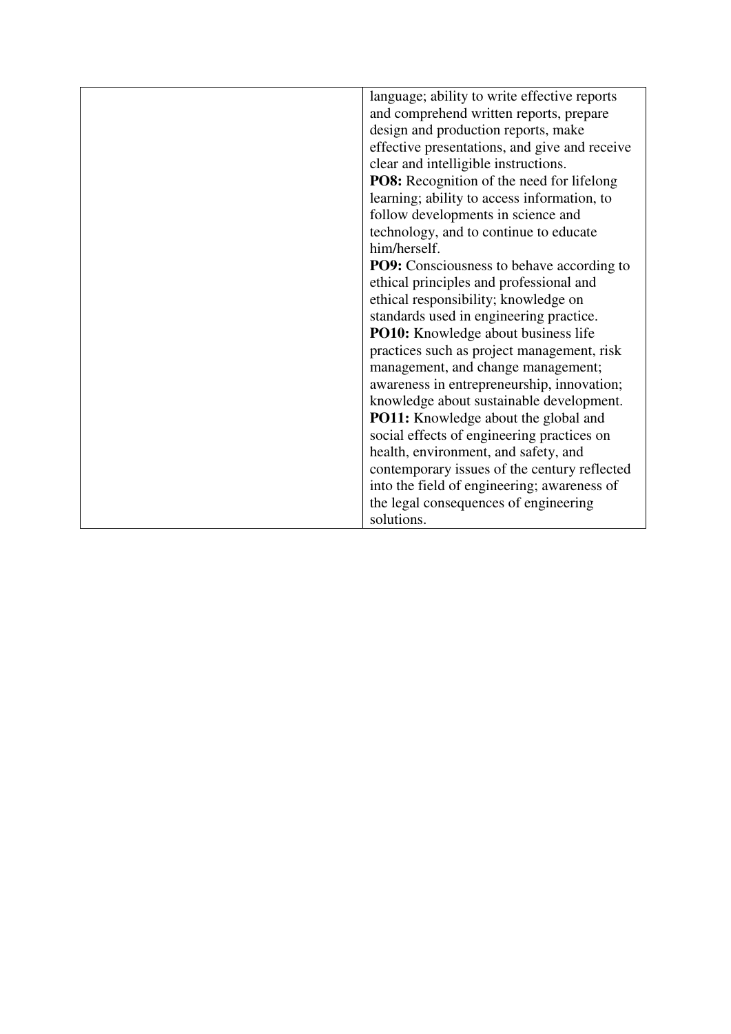| | |
|---|---|
| | language; ability to write effective reports and comprehend written reports, prepare design and production reports, make effective presentations, and give and receive clear and intelligible instructions.<br>**PO8:** Recognition of the need for lifelong learning; ability to access information, to follow developments in science and technology, and to continue to educate him/herself.<br>**PO9:** Consciousness to behave according to ethical principles and professional and ethical responsibility; knowledge on standards used in engineering practice.<br>**PO10:** Knowledge about business life practices such as project management, risk management, and change management; awareness in entrepreneurship, innovation; knowledge about sustainable development.<br>**PO11:** Knowledge about the global and social effects of engineering practices on health, environment, and safety, and contemporary issues of the century reflected into the field of engineering; awareness of the legal consequences of engineering solutions. |